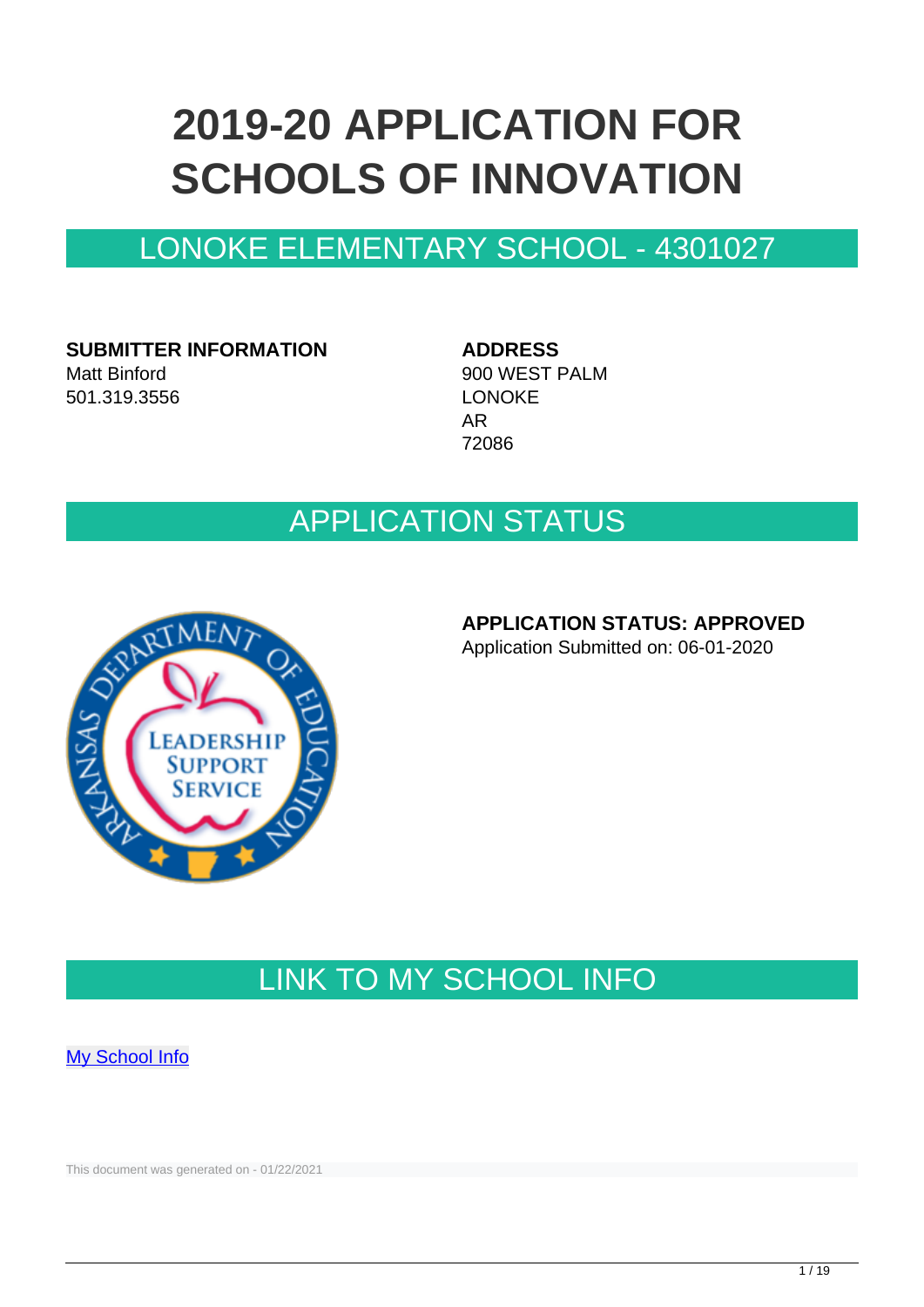# 2019-20 APPLICATION FOR SCHOOLS OF INNOVATION

## LONOKE ELEMENTARY SCHOOL - 4301027

**SUBMITTER INFORMATION**
Matt Binford
501.319.3556

**ADDRESS**
900 WEST PALM
LONOKE
AR
72086

## APPLICATION STATUS

**APPLICATION STATUS: APPROVED**
Application Submitted on: 06-01-2020

## LINK TO MY SCHOOL INFO

[My School Info]

This document was generated on - 01/22/2021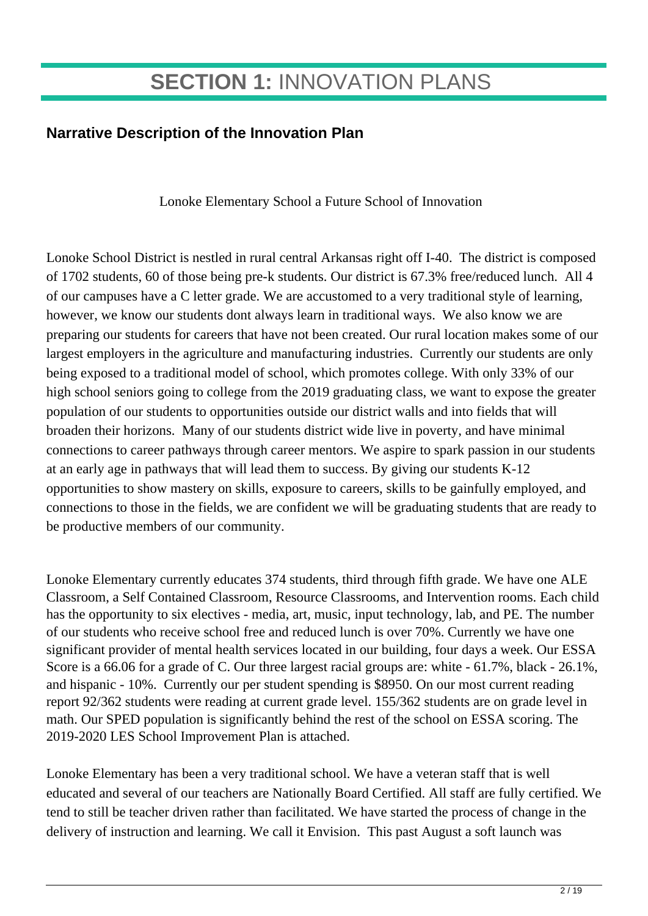# **SECTION 1:** INNOVATION PLANS

## Narrative Description of the Innovation Plan

Lonoke Elementary School a Future School of Innovation

Lonoke School District is nestled in rural central Arkansas right off I-40. The district is composed of 1702 students, 60 of those being pre-k students. Our district is 67.3% free/reduced lunch. All 4 of our campuses have a C letter grade. We are accustomed to a very traditional style of learning, however, we know our students dont always learn in traditional ways. We also know we are preparing our students for careers that have not been created. Our rural location makes some of our largest employers in the agriculture and manufacturing industries. Currently our students are only being exposed to a traditional model of school, which promotes college. With only 33% of our high school seniors going to college from the 2019 graduating class, we want to expose the greater population of our students to opportunities outside our district walls and into fields that will broaden their horizons. Many of our students district wide live in poverty, and have minimal connections to career pathways through career mentors. We aspire to spark passion in our students at an early age in pathways that will lead them to success. By giving our students K-12 opportunities to show mastery on skills, exposure to careers, skills to be gainfully employed, and connections to those in the fields, we are confident we will be graduating students that are ready to be productive members of our community.

Lonoke Elementary currently educates 374 students, third through fifth grade. We have one ALE Classroom, a Self Contained Classroom, Resource Classrooms, and Intervention rooms. Each child has the opportunity to six electives - media, art, music, input technology, lab, and PE. The number of our students who receive school free and reduced lunch is over 70%. Currently we have one significant provider of mental health services located in our building, four days a week. Our ESSA Score is a 66.06 for a grade of C. Our three largest racial groups are: white - 61.7%, black - 26.1%, and hispanic - 10%. Currently our per student spending is $8950. On our most current reading report 92/362 students were reading at current grade level. 155/362 students are on grade level in math. Our SPED population is significantly behind the rest of the school on ESSA scoring. The 2019-2020 LES School Improvement Plan is attached.

Lonoke Elementary has been a very traditional school. We have a veteran staff that is well educated and several of our teachers are Nationally Board Certified. All staff are fully certified. We tend to still be teacher driven rather than facilitated. We have started the process of change in the delivery of instruction and learning. We call it Envision. This past August a soft launch was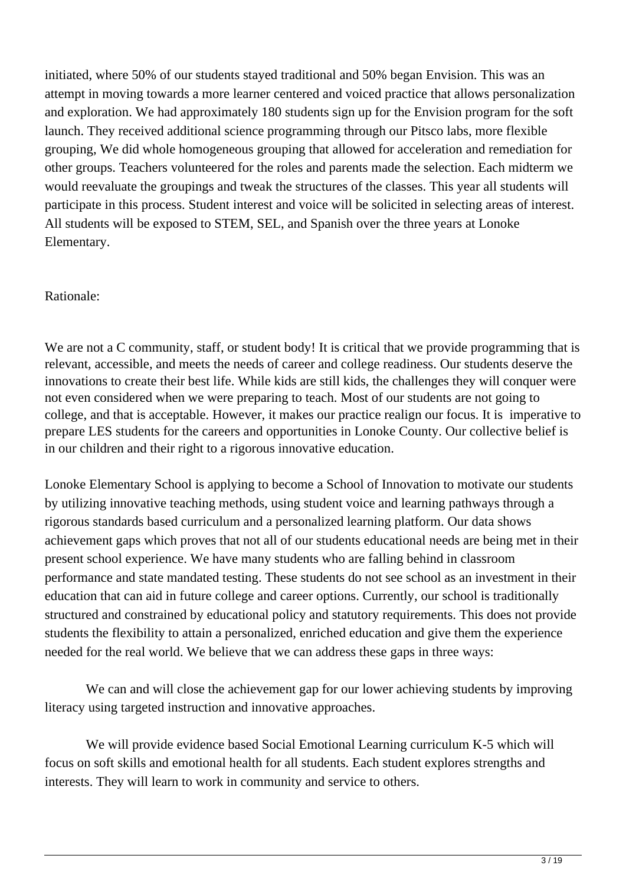initiated, where 50% of our students stayed traditional and 50% began Envision. This was an attempt in moving towards a more learner centered and voiced practice that allows personalization and exploration. We had approximately 180 students sign up for the Envision program for the soft launch. They received additional science programming through our Pitsco labs, more flexible grouping, We did whole homogeneous grouping that allowed for acceleration and remediation for other groups. Teachers volunteered for the roles and parents made the selection. Each midterm we would reevaluate the groupings and tweak the structures of the classes. This year all students will participate in this process. Student interest and voice will be solicited in selecting areas of interest. All students will be exposed to STEM, SEL, and Spanish over the three years at Lonoke Elementary.

Rationale:

We are not a C community, staff, or student body! It is critical that we provide programming that is relevant, accessible, and meets the needs of career and college readiness. Our students deserve the innovations to create their best life. While kids are still kids, the challenges they will conquer were not even considered when we were preparing to teach. Most of our students are not going to college, and that is acceptable. However, it makes our practice realign our focus. It is imperative to prepare LES students for the careers and opportunities in Lonoke County. Our collective belief is in our children and their right to a rigorous innovative education.

Lonoke Elementary School is applying to become a School of Innovation to motivate our students by utilizing innovative teaching methods, using student voice and learning pathways through a rigorous standards based curriculum and a personalized learning platform. Our data shows achievement gaps which proves that not all of our students educational needs are being met in their present school experience. We have many students who are falling behind in classroom performance and state mandated testing. These students do not see school as an investment in their education that can aid in future college and career options. Currently, our school is traditionally structured and constrained by educational policy and statutory requirements. This does not provide students the flexibility to attain a personalized, enriched education and give them the experience needed for the real world. We believe that we can address these gaps in three ways:

We can and will close the achievement gap for our lower achieving students by improving literacy using targeted instruction and innovative approaches.

We will provide evidence based Social Emotional Learning curriculum K-5 which will focus on soft skills and emotional health for all students. Each student explores strengths and interests. They will learn to work in community and service to others.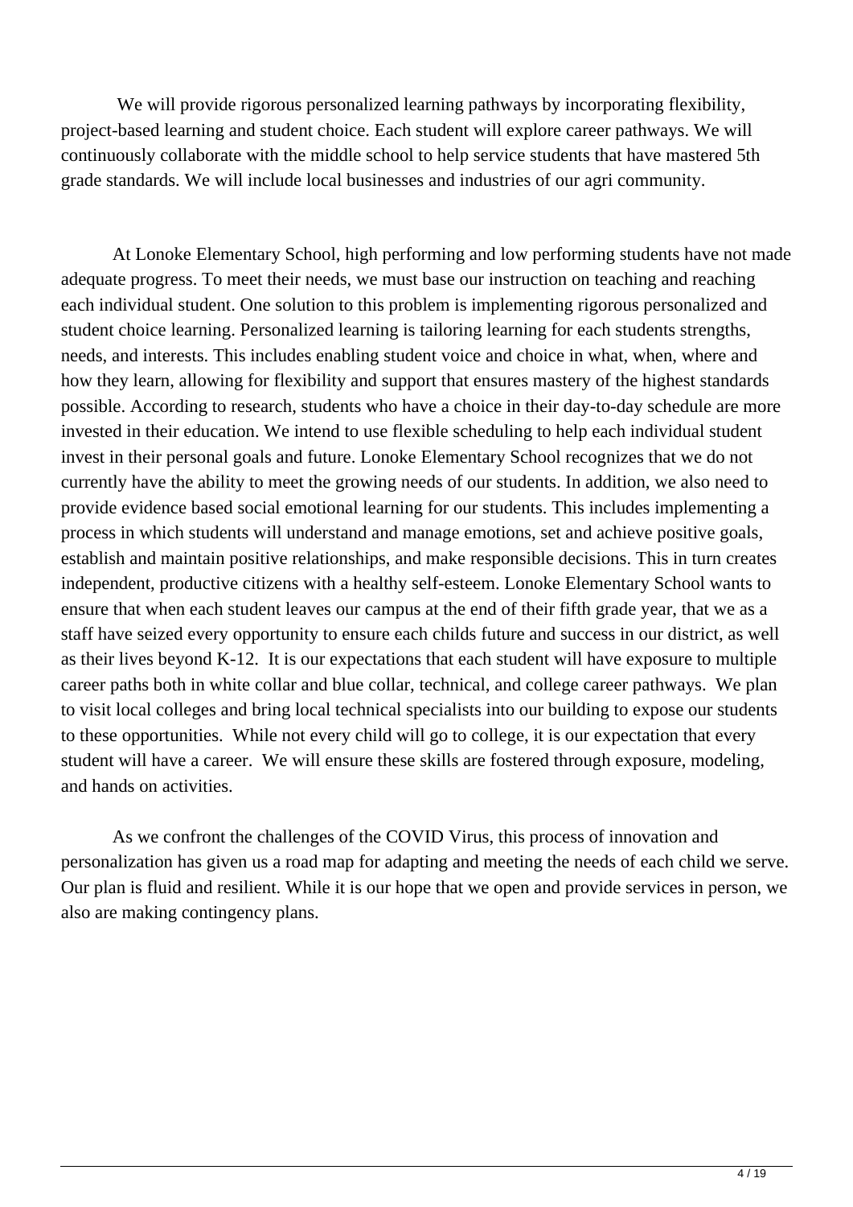We will provide rigorous personalized learning pathways by incorporating flexibility, project-based learning and student choice. Each student will explore career pathways. We will continuously collaborate with the middle school to help service students that have mastered 5th grade standards. We will include local businesses and industries of our agri community.

At Lonoke Elementary School, high performing and low performing students have not made adequate progress. To meet their needs, we must base our instruction on teaching and reaching each individual student. One solution to this problem is implementing rigorous personalized and student choice learning. Personalized learning is tailoring learning for each students strengths, needs, and interests. This includes enabling student voice and choice in what, when, where and how they learn, allowing for flexibility and support that ensures mastery of the highest standards possible. According to research, students who have a choice in their day-to-day schedule are more invested in their education. We intend to use flexible scheduling to help each individual student invest in their personal goals and future. Lonoke Elementary School recognizes that we do not currently have the ability to meet the growing needs of our students. In addition, we also need to provide evidence based social emotional learning for our students. This includes implementing a process in which students will understand and manage emotions, set and achieve positive goals, establish and maintain positive relationships, and make responsible decisions. This in turn creates independent, productive citizens with a healthy self-esteem. Lonoke Elementary School wants to ensure that when each student leaves our campus at the end of their fifth grade year, that we as a staff have seized every opportunity to ensure each childs future and success in our district, as well as their lives beyond K-12. It is our expectations that each student will have exposure to multiple career paths both in white collar and blue collar, technical, and college career pathways. We plan to visit local colleges and bring local technical specialists into our building to expose our students to these opportunities. While not every child will go to college, it is our expectation that every student will have a career. We will ensure these skills are fostered through exposure, modeling, and hands on activities.

As we confront the challenges of the COVID Virus, this process of innovation and personalization has given us a road map for adapting and meeting the needs of each child we serve. Our plan is fluid and resilient. While it is our hope that we open and provide services in person, we also are making contingency plans.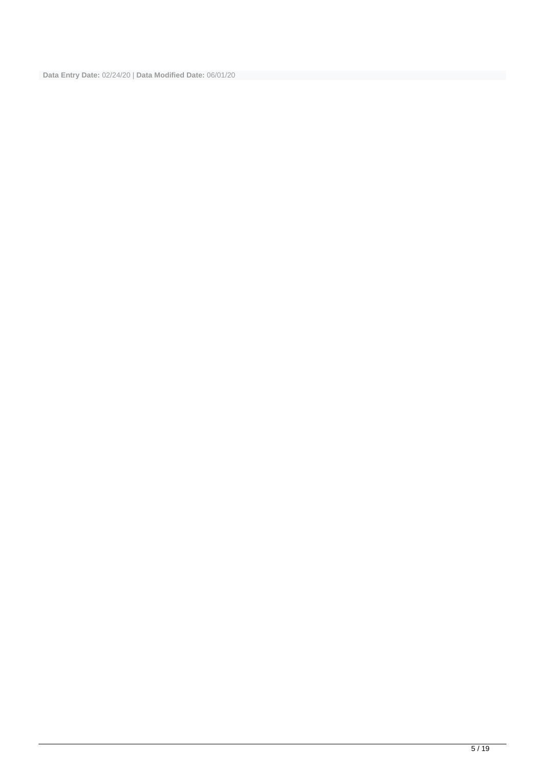**Data Entry Date:** 02/24/20 | **Data Modified Date:** 06/01/20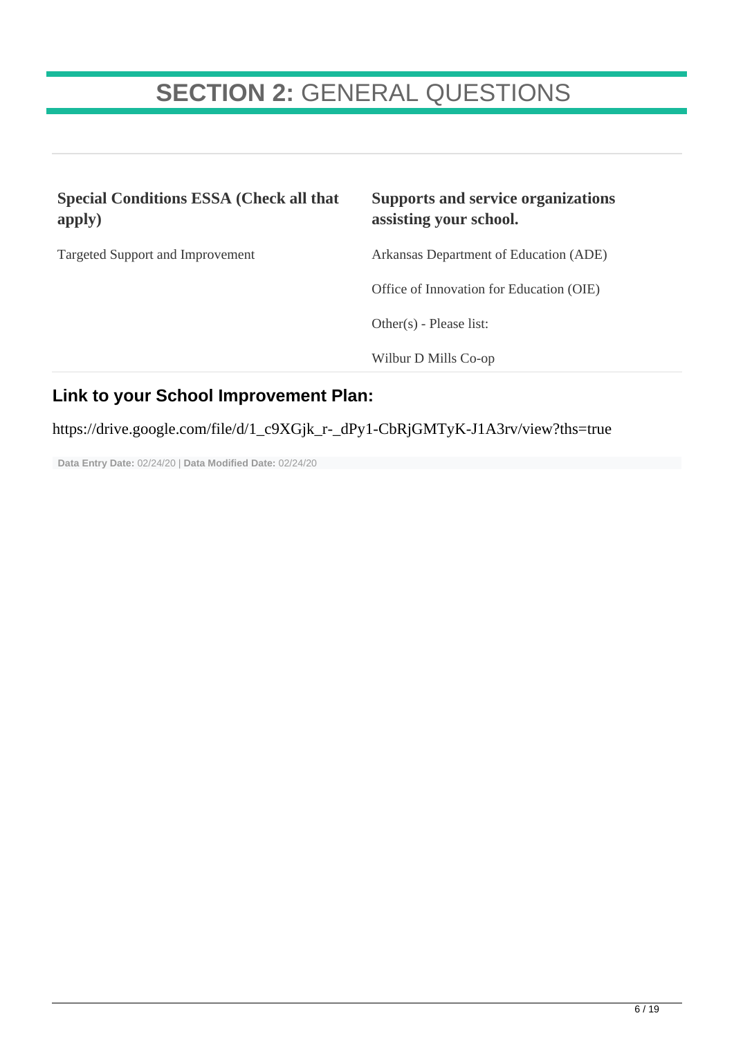# **SECTION 2:** GENERAL QUESTIONS

| **Special Conditions ESSA (Check all that apply)** | **Supports and service organizations assisting your school.** |
| --- | --- |
| Targeted Support and Improvement | Arkansas Department of Education (ADE) |
| | Office of Innovation for Education (OIE) |
| | Other(s) - Please list: |
| | Wilbur D Mills Co-op |

## Link to your School Improvement Plan:

https://drive.google.com/file/d/1_c9XGjk_r-_dPy1-CbRjGMTyK-J1A3rv/view?ths=true

**Data Entry Date:** 02/24/20 | **Data Modified Date:** 02/24/20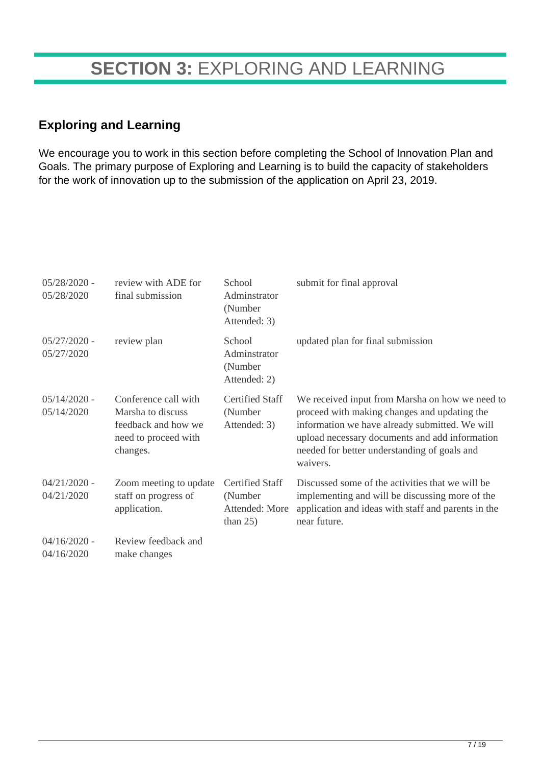# **SECTION 3:** EXPLORING AND LEARNING

## Exploring and Learning

We encourage you to work in this section before completing the School of Innovation Plan and Goals. The primary purpose of Exploring and Learning is to build the capacity of stakeholders for the work of innovation up to the submission of the application on April 23, 2019.

| | | | |
|---|---|---|---|
| 05/28/2020 - 05/28/2020 | review with ADE for final submission | School Adminstrator (Number Attended: 3) | submit for final approval |
| 05/27/2020 - 05/27/2020 | review plan | School Adminstrator (Number Attended: 2) | updated plan for final submission |
| 05/14/2020 - 05/14/2020 | Conference call with Marsha to discuss feedback and how we need to proceed with changes. | Certified Staff (Number Attended: 3) | We received input from Marsha on how we need to proceed with making changes and updating the information we have already submitted. We will upload necessary documents and add information needed for better understanding of goals and waivers. |
| 04/21/2020 - 04/21/2020 | Zoom meeting to update staff on progress of application. | Certified Staff (Number Attended: More than 25) | Discussed some of the activities that we will be implementing and will be discussing more of the application and ideas with staff and parents in the near future. |
| 04/16/2020 - 04/16/2020 | Review feedback and make changes | | |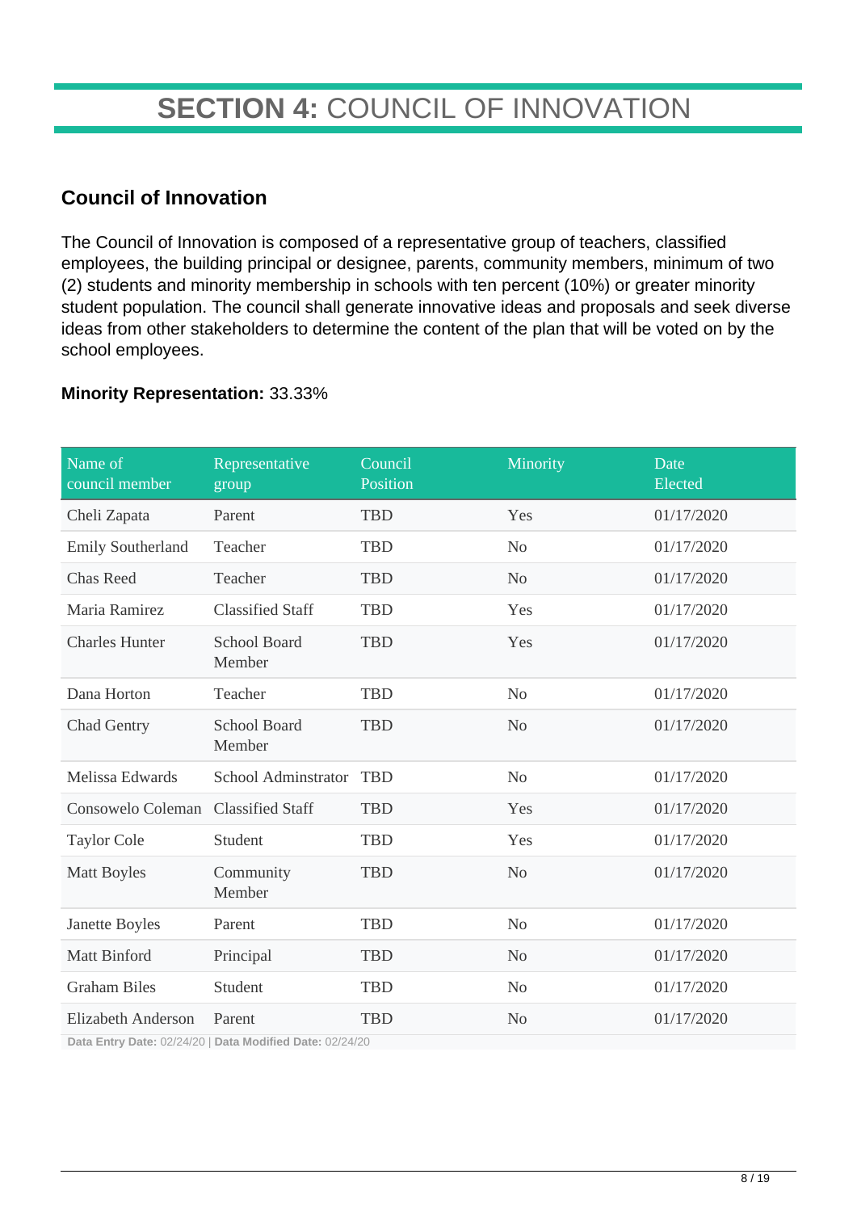# **SECTION 4:** COUNCIL OF INNOVATION

## Council of Innovation

The Council of Innovation is composed of a representative group of teachers, classified employees, the building principal or designee, parents, community members, minimum of two (2) students and minority membership in schools with ten percent (10%) or greater minority student population. The council shall generate innovative ideas and proposals and seek diverse ideas from other stakeholders to determine the content of the plan that will be voted on by the school employees.

**Minority Representation:** 33.33%

| Name of council member | Representative group | Council Position | Minority | Date Elected |
|---|---|---|---|---|
| Cheli Zapata | Parent | TBD | Yes | 01/17/2020 |
| Emily Southerland | Teacher | TBD | No | 01/17/2020 |
| Chas Reed | Teacher | TBD | No | 01/17/2020 |
| Maria Ramirez | Classified Staff | TBD | Yes | 01/17/2020 |
| Charles Hunter | School Board Member | TBD | Yes | 01/17/2020 |
| Dana Horton | Teacher | TBD | No | 01/17/2020 |
| Chad Gentry | School Board Member | TBD | No | 01/17/2020 |
| Melissa Edwards | School Adminstrator | TBD | No | 01/17/2020 |
| Consowelo Coleman | Classified Staff | TBD | Yes | 01/17/2020 |
| Taylor Cole | Student | TBD | Yes | 01/17/2020 |
| Matt Boyles | Community Member | TBD | No | 01/17/2020 |
| Janette Boyles | Parent | TBD | No | 01/17/2020 |
| Matt Binford | Principal | TBD | No | 01/17/2020 |
| Graham Biles | Student | TBD | No | 01/17/2020 |
| Elizabeth Anderson | Parent | TBD | No | 01/17/2020 |

**Data Entry Date:** 02/24/20 | **Data Modified Date:** 02/24/20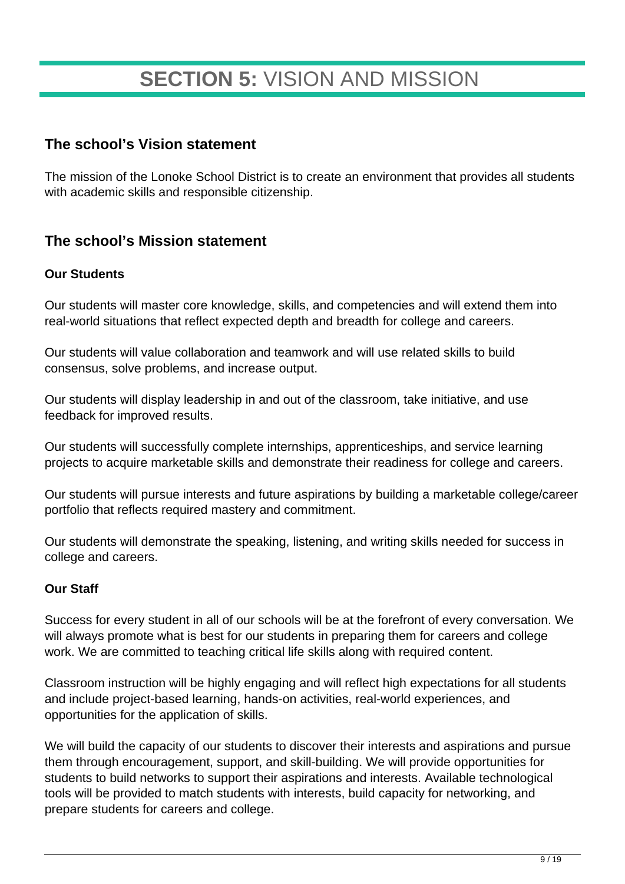# **SECTION 5:** VISION AND MISSION

## The school's Vision statement

The mission of the Lonoke School District is to create an environment that provides all students with academic skills and responsible citizenship.

## The school's Mission statement

**Our Students**

Our students will master core knowledge, skills, and competencies and will extend them into real-world situations that reflect expected depth and breadth for college and careers.

Our students will value collaboration and teamwork and will use related skills to build consensus, solve problems, and increase output.

Our students will display leadership in and out of the classroom, take initiative, and use feedback for improved results.

Our students will successfully complete internships, apprenticeships, and service learning projects to acquire marketable skills and demonstrate their readiness for college and careers.

Our students will pursue interests and future aspirations by building a marketable college/career portfolio that reflects required mastery and commitment.

Our students will demonstrate the speaking, listening, and writing skills needed for success in college and careers.

**Our Staff**

Success for every student in all of our schools will be at the forefront of every conversation. We will always promote what is best for our students in preparing them for careers and college work. We are committed to teaching critical life skills along with required content.

Classroom instruction will be highly engaging and will reflect high expectations for all students and include project-based learning, hands-on activities, real-world experiences, and opportunities for the application of skills.

We will build the capacity of our students to discover their interests and aspirations and pursue them through encouragement, support, and skill-building. We will provide opportunities for students to build networks to support their aspirations and interests. Available technological tools will be provided to match students with interests, build capacity for networking, and prepare students for careers and college.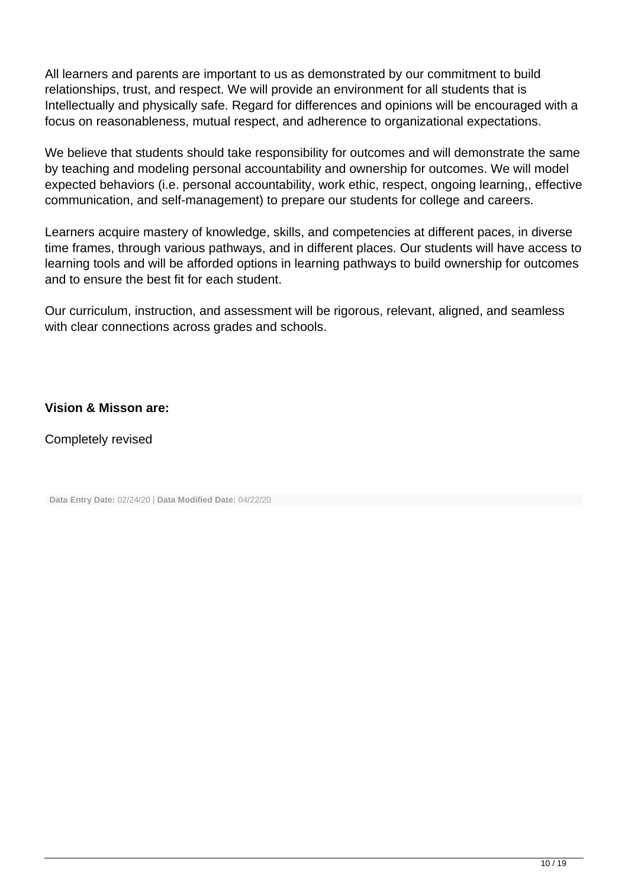All learners and parents are important to us as demonstrated by our commitment to build relationships, trust, and respect. We will provide an environment for all students that is Intellectually and physically safe. Regard for differences and opinions will be encouraged with a focus on reasonableness, mutual respect, and adherence to organizational expectations.

We believe that students should take responsibility for outcomes and will demonstrate the same by teaching and modeling personal accountability and ownership for outcomes. We will model expected behaviors (i.e. personal accountability, work ethic, respect, ongoing learning,, effective communication, and self-management) to prepare our students for college and careers.

Learners acquire mastery of knowledge, skills, and competencies at different paces, in diverse time frames, through various pathways, and in different places. Our students will have access to learning tools and will be afforded options in learning pathways to build ownership for outcomes and to ensure the best fit for each student.

Our curriculum, instruction, and assessment will be rigorous, relevant, aligned, and seamless with clear connections across grades and schools.

**Vision & Misson are:**

Completely revised

**Data Entry Date:** 02/24/20 | **Data Modified Date:** 04/22/20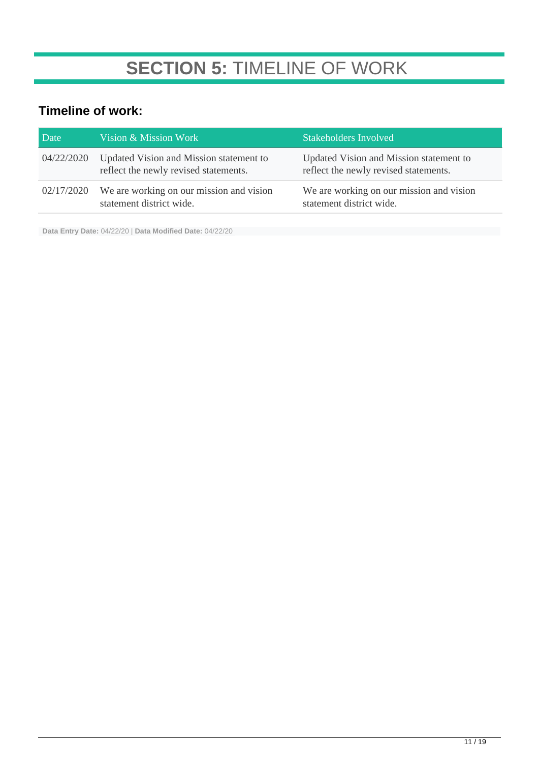# **SECTION 5:** TIMELINE OF WORK

## Timeline of work:

| Date | Vision & Mission Work | Stakeholders Involved |
|---|---|---|
| 04/22/2020 | Updated Vision and Mission statement to reflect the newly revised statements. | Updated Vision and Mission statement to reflect the newly revised statements. |
| 02/17/2020 | We are working on our mission and vision statement district wide. | We are working on our mission and vision statement district wide. |

**Data Entry Date:** 04/22/20 | **Data Modified Date:** 04/22/20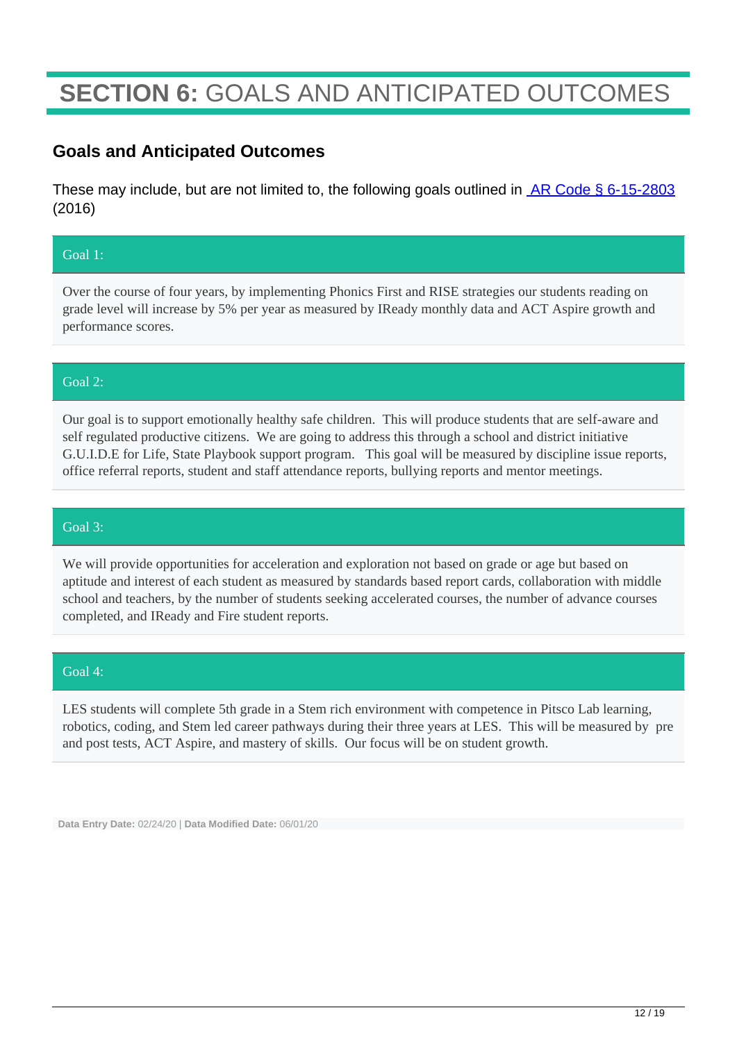# **SECTION 6:** GOALS AND ANTICIPATED OUTCOMES

## Goals and Anticipated Outcomes

These may include, but are not limited to, the following goals outlined in [AR Code § 6-15-2803](#) (2016)

### Goal 1:

Over the course of four years, by implementing Phonics First and RISE strategies our students reading on grade level will increase by 5% per year as measured by IReady monthly data and ACT Aspire growth and performance scores.

### Goal 2:

Our goal is to support emotionally healthy safe children. This will produce students that are self-aware and self regulated productive citizens. We are going to address this through a school and district initiative G.U.I.D.E for Life, State Playbook support program. This goal will be measured by discipline issue reports, office referral reports, student and staff attendance reports, bullying reports and mentor meetings.

### Goal 3:

We will provide opportunities for acceleration and exploration not based on grade or age but based on aptitude and interest of each student as measured by standards based report cards, collaboration with middle school and teachers, by the number of students seeking accelerated courses, the number of advance courses completed, and IReady and Fire student reports.

### Goal 4:

LES students will complete 5th grade in a Stem rich environment with competence in Pitsco Lab learning, robotics, coding, and Stem led career pathways during their three years at LES. This will be measured by pre and post tests, ACT Aspire, and mastery of skills. Our focus will be on student growth.

**Data Entry Date:** 02/24/20 | **Data Modified Date:** 06/01/20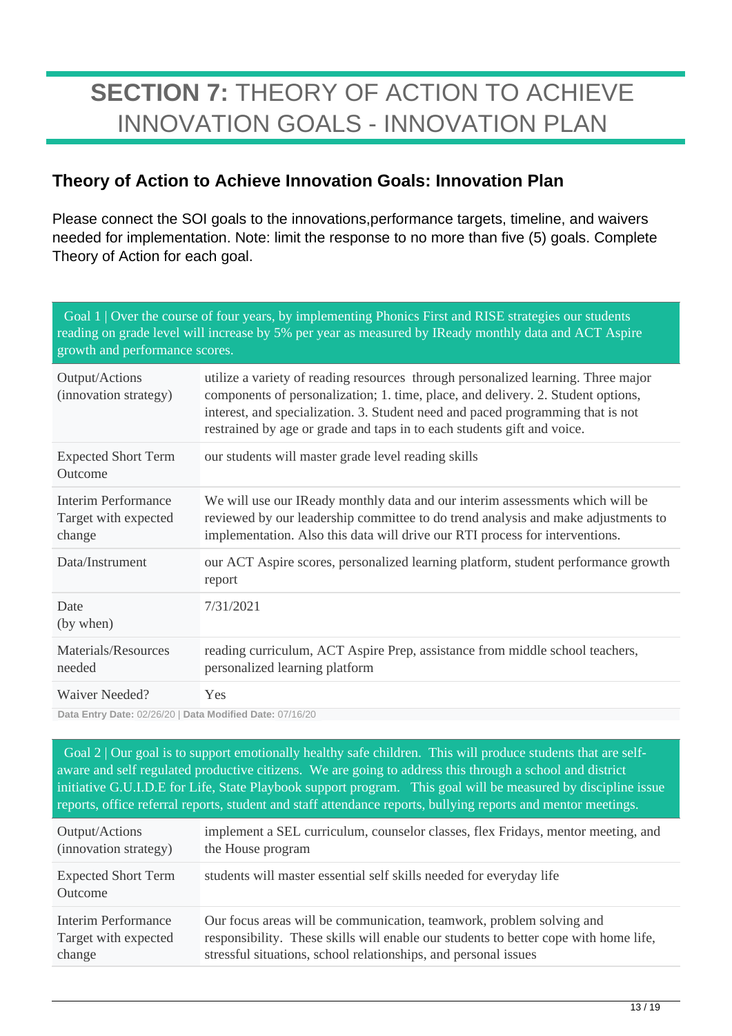# **SECTION 7:** THEORY OF ACTION TO ACHIEVE INNOVATION GOALS - INNOVATION PLAN

## Theory of Action to Achieve Innovation Goals: Innovation Plan

Please connect the SOI goals to the innovations,performance targets, timeline, and waivers needed for implementation. Note: limit the response to no more than five (5) goals. Complete Theory of Action for each goal.

| Goal 1 \| Over the course of four years, by implementing Phonics First and RISE strategies our students reading on grade level will increase by 5% per year as measured by IReady monthly data and ACT Aspire growth and performance scores. | |
|---|---|
| Output/Actions (innovation strategy) | utilize a variety of reading resources through personalized learning. Three major components of personalization; 1. time, place, and delivery. 2. Student options, interest, and specialization. 3. Student need and paced programming that is not restrained by age or grade and taps in to each students gift and voice. |
| Expected Short Term Outcome | our students will master grade level reading skills |
| Interim Performance Target with expected change | We will use our IReady monthly data and our interim assessments which will be reviewed by our leadership committee to do trend analysis and make adjustments to implementation. Also this data will drive our RTI process for interventions. |
| Data/Instrument | our ACT Aspire scores, personalized learning platform, student performance growth report |
| Date (by when) | 7/31/2021 |
| Materials/Resources needed | reading curriculum, ACT Aspire Prep, assistance from middle school teachers, personalized learning platform |
| Waiver Needed? | Yes |

**Data Entry Date:** 02/26/20 | **Data Modified Date:** 07/16/20

| Goal 2 \| Our goal is to support emotionally healthy safe children. This will produce students that are self-aware and self regulated productive citizens. We are going to address this through a school and district initiative G.U.I.D.E for Life, State Playbook support program. This goal will be measured by discipline issue reports, office referral reports, student and staff attendance reports, bullying reports and mentor meetings. | |
|---|---|
| Output/Actions (innovation strategy) | implement a SEL curriculum, counselor classes, flex Fridays, mentor meeting, and the House program |
| Expected Short Term Outcome | students will master essential self skills needed for everyday life |
| Interim Performance Target with expected change | Our focus areas will be communication, teamwork, problem solving and responsibility. These skills will enable our students to better cope with home life, stressful situations, school relationships, and personal issues |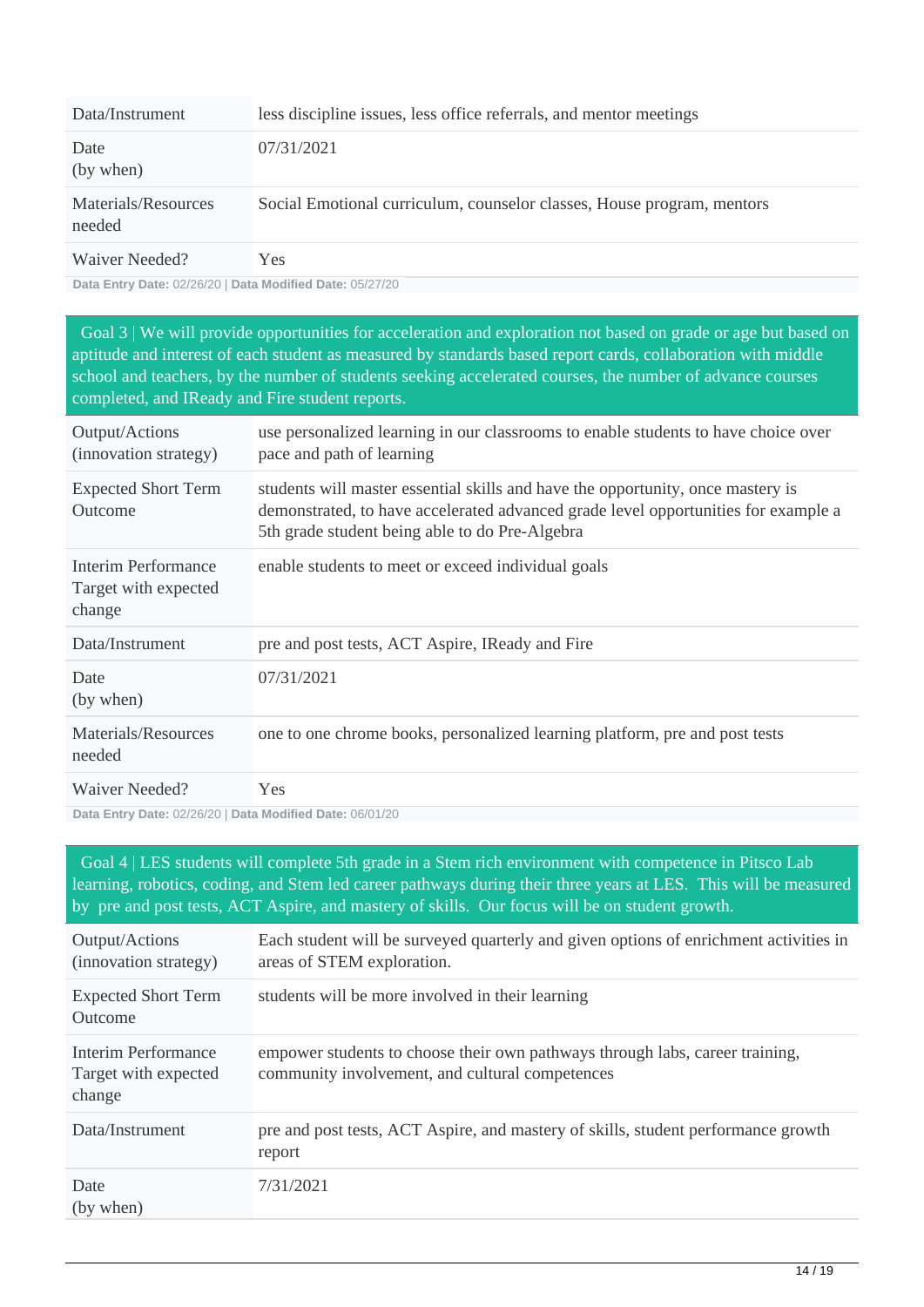| | |
|---|---|
| Data/Instrument | less discipline issues, less office referrals, and mentor meetings |
| Date (by when) | 07/31/2021 |
| Materials/Resources needed | Social Emotional curriculum, counselor classes, House program, mentors |
| Waiver Needed? | Yes |

**Data Entry Date:** 02/26/20 | **Data Modified Date:** 05/27/20

Goal 3 | We will provide opportunities for acceleration and exploration not based on grade or age but based on aptitude and interest of each student as measured by standards based report cards, collaboration with middle school and teachers, by the number of students seeking accelerated courses, the number of advance courses completed, and IReady and Fire student reports.

| | |
|---|---|
| Output/Actions (innovation strategy) | use personalized learning in our classrooms to enable students to have choice over pace and path of learning |
| Expected Short Term Outcome | students will master essential skills and have the opportunity, once mastery is demonstrated, to have accelerated advanced grade level opportunities for example a 5th grade student being able to do Pre-Algebra |
| Interim Performance Target with expected change | enable students to meet or exceed individual goals |
| Data/Instrument | pre and post tests, ACT Aspire, IReady and Fire |
| Date (by when) | 07/31/2021 |
| Materials/Resources needed | one to one chrome books, personalized learning platform, pre and post tests |
| Waiver Needed? | Yes |

**Data Entry Date:** 02/26/20 | **Data Modified Date:** 06/01/20

Goal 4 | LES students will complete 5th grade in a Stem rich environment with competence in Pitsco Lab learning, robotics, coding, and Stem led career pathways during their three years at LES. This will be measured by pre and post tests, ACT Aspire, and mastery of skills. Our focus will be on student growth.

| | |
|---|---|
| Output/Actions (innovation strategy) | Each student will be surveyed quarterly and given options of enrichment activities in areas of STEM exploration. |
| Expected Short Term Outcome | students will be more involved in their learning |
| Interim Performance Target with expected change | empower students to choose their own pathways through labs, career training, community involvement, and cultural competences |
| Data/Instrument | pre and post tests, ACT Aspire, and mastery of skills, student performance growth report |
| Date (by when) | 7/31/2021 |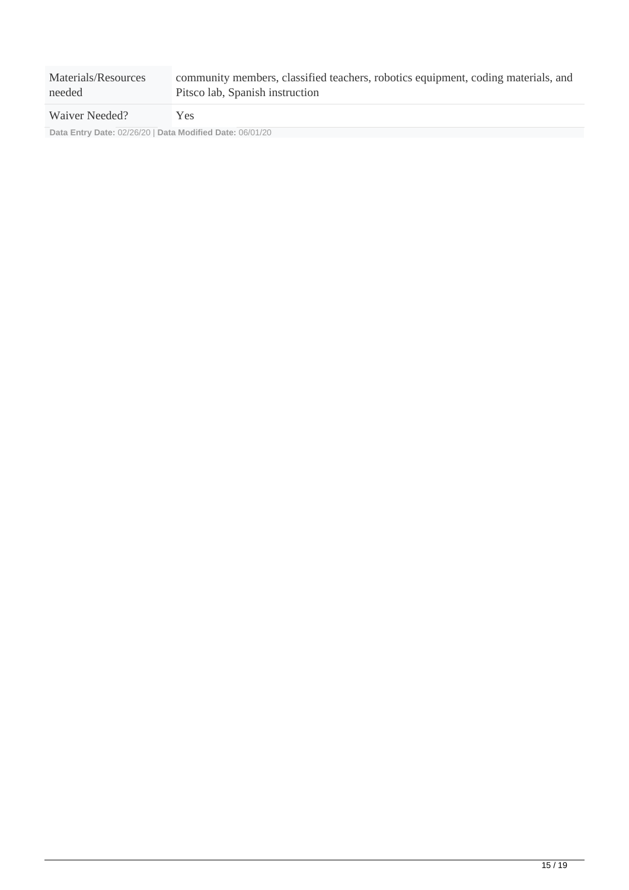| | |
|---|---|
| Materials/Resources needed | community members, classified teachers, robotics equipment, coding materials, and Pitsco lab, Spanish instruction |
| Waiver Needed? | Yes |

**Data Entry Date:** 02/26/20 | **Data Modified Date:** 06/01/20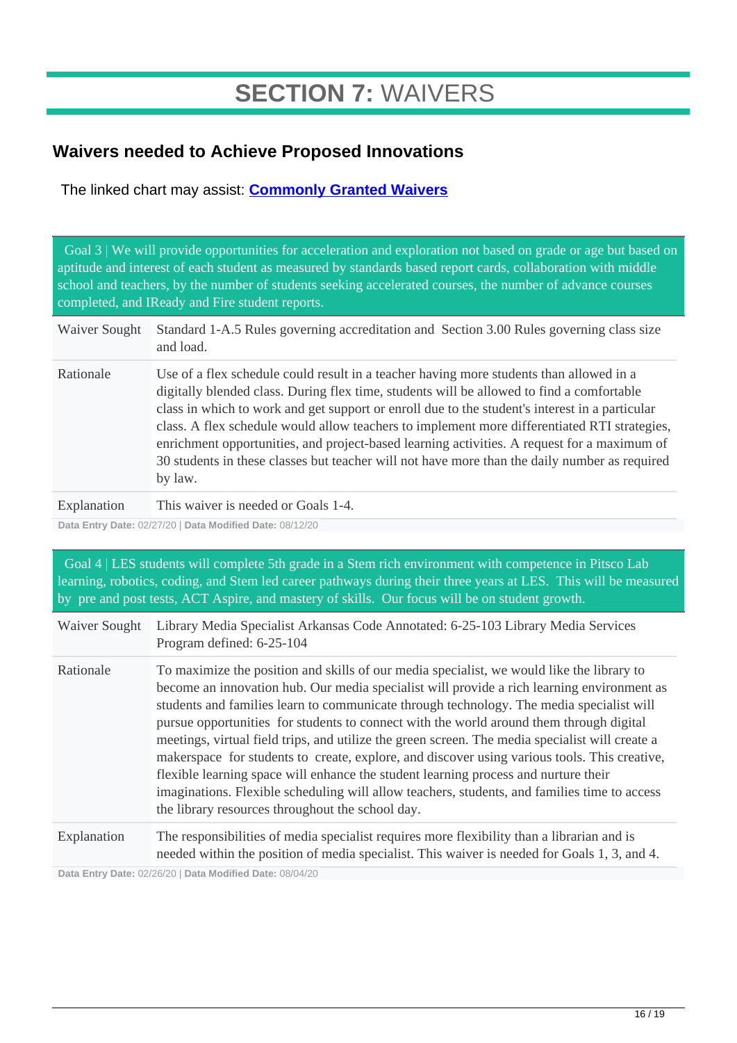# SECTION 7: WAIVERS

## Waivers needed to Achieve Proposed Innovations

The linked chart may assist: **Commonly Granted Waivers**

| Goal 3 \| We will provide opportunities for acceleration and exploration not based on grade or age but based on aptitude and interest of each student as measured by standards based report cards, collaboration with middle school and teachers, by the number of students seeking accelerated courses, the number of advance courses completed, and IReady and Fire student reports. | |
|---|---|
| Waiver Sought | Standard 1-A.5 Rules governing accreditation and Section 3.00 Rules governing class size and load. |
| Rationale | Use of a flex schedule could result in a teacher having more students than allowed in a digitally blended class. During flex time, students will be allowed to find a comfortable class in which to work and get support or enroll due to the student's interest in a particular class. A flex schedule would allow teachers to implement more differentiated RTI strategies, enrichment opportunities, and project-based learning activities. A request for a maximum of 30 students in these classes but teacher will not have more than the daily number as required by law. |
| Explanation | This waiver is needed or Goals 1-4. |

**Data Entry Date:** 02/27/20 | **Data Modified Date:** 08/12/20

| Goal 4 \| LES students will complete 5th grade in a Stem rich environment with competence in Pitsco Lab learning, robotics, coding, and Stem led career pathways during their three years at LES. This will be measured by pre and post tests, ACT Aspire, and mastery of skills. Our focus will be on student growth. | |
|---|---|
| Waiver Sought | Library Media Specialist Arkansas Code Annotated: 6-25-103 Library Media Services Program defined: 6-25-104 |
| Rationale | To maximize the position and skills of our media specialist, we would like the library to become an innovation hub. Our media specialist will provide a rich learning environment as students and families learn to communicate through technology. The media specialist will pursue opportunities for students to connect with the world around them through digital meetings, virtual field trips, and utilize the green screen. The media specialist will create a makerspace for students to create, explore, and discover using various tools. This creative, flexible learning space will enhance the student learning process and nurture their imaginations. Flexible scheduling will allow teachers, students, and families time to access the library resources throughout the school day. |
| Explanation | The responsibilities of media specialist requires more flexibility than a librarian and is needed within the position of media specialist. This waiver is needed for Goals 1, 3, and 4. |

**Data Entry Date:** 02/26/20 | **Data Modified Date:** 08/04/20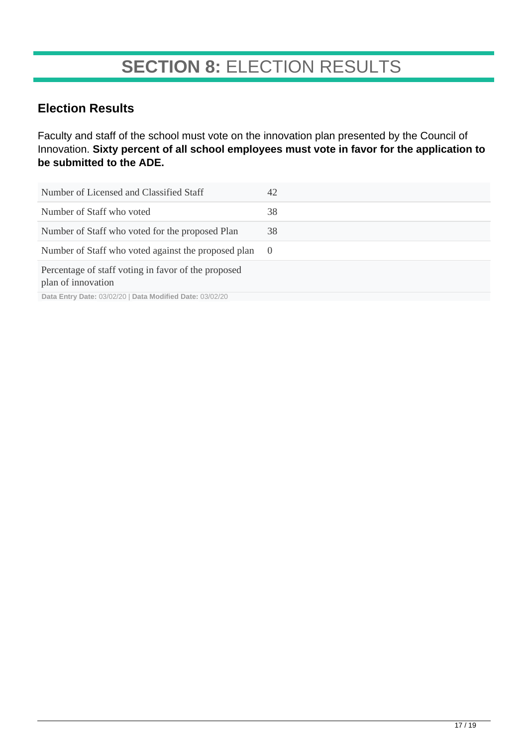# **SECTION 8:** ELECTION RESULTS

## Election Results

Faculty and staff of the school must vote on the innovation plan presented by the Council of Innovation. **Sixty percent of all school employees must vote in favor for the application to be submitted to the ADE.**

| | |
|---|---|
| Number of Licensed and Classified Staff | 42 |
| Number of Staff who voted | 38 |
| Number of Staff who voted for the proposed Plan | 38 |
| Number of Staff who voted against the proposed plan | 0 |
| Percentage of staff voting in favor of the proposed plan of innovation | |

**Data Entry Date:** 03/02/20 | **Data Modified Date:** 03/02/20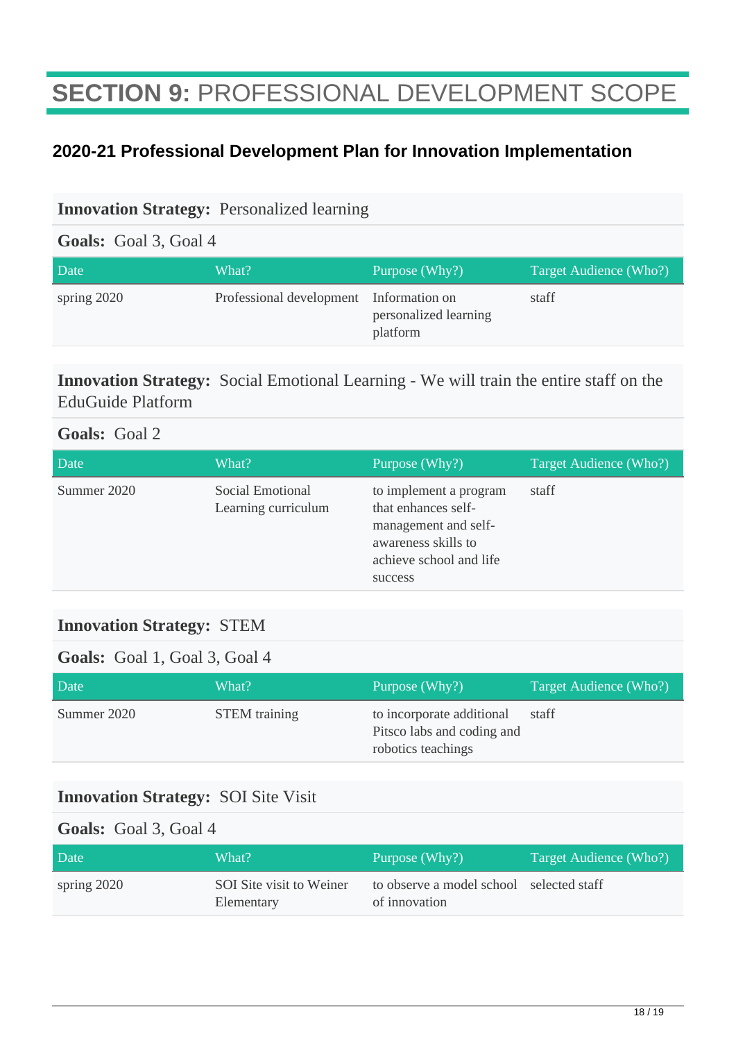# **SECTION 9:** PROFESSIONAL DEVELOPMENT SCOPE

## 2020-21 Professional Development Plan for Innovation Implementation

**Innovation Strategy:** Personalized learning

**Goals:** Goal 3, Goal 4

| Date | What? | Purpose (Why?) | Target Audience (Who?) |
| --- | --- | --- | --- |
| spring 2020 | Professional development | Information on personalized learning platform | staff |

**Innovation Strategy:** Social Emotional Learning - We will train the entire staff on the EduGuide Platform

**Goals:** Goal 2

| Date | What? | Purpose (Why?) | Target Audience (Who?) |
| --- | --- | --- | --- |
| Summer 2020 | Social Emotional Learning curriculum | to implement a program that enhances self-management and self-awareness skills to achieve school and life success | staff |

**Innovation Strategy:** STEM

**Goals:** Goal 1, Goal 3, Goal 4

| Date | What? | Purpose (Why?) | Target Audience (Who?) |
| --- | --- | --- | --- |
| Summer 2020 | STEM training | to incorporate additional Pitsco labs and coding and robotics teachings | staff |

**Innovation Strategy:** SOI Site Visit

**Goals:** Goal 3, Goal 4

| Date | What? | Purpose (Why?) | Target Audience (Who?) |
| --- | --- | --- | --- |
| spring 2020 | SOI Site visit to Weiner Elementary | to observe a model school of innovation | selected staff |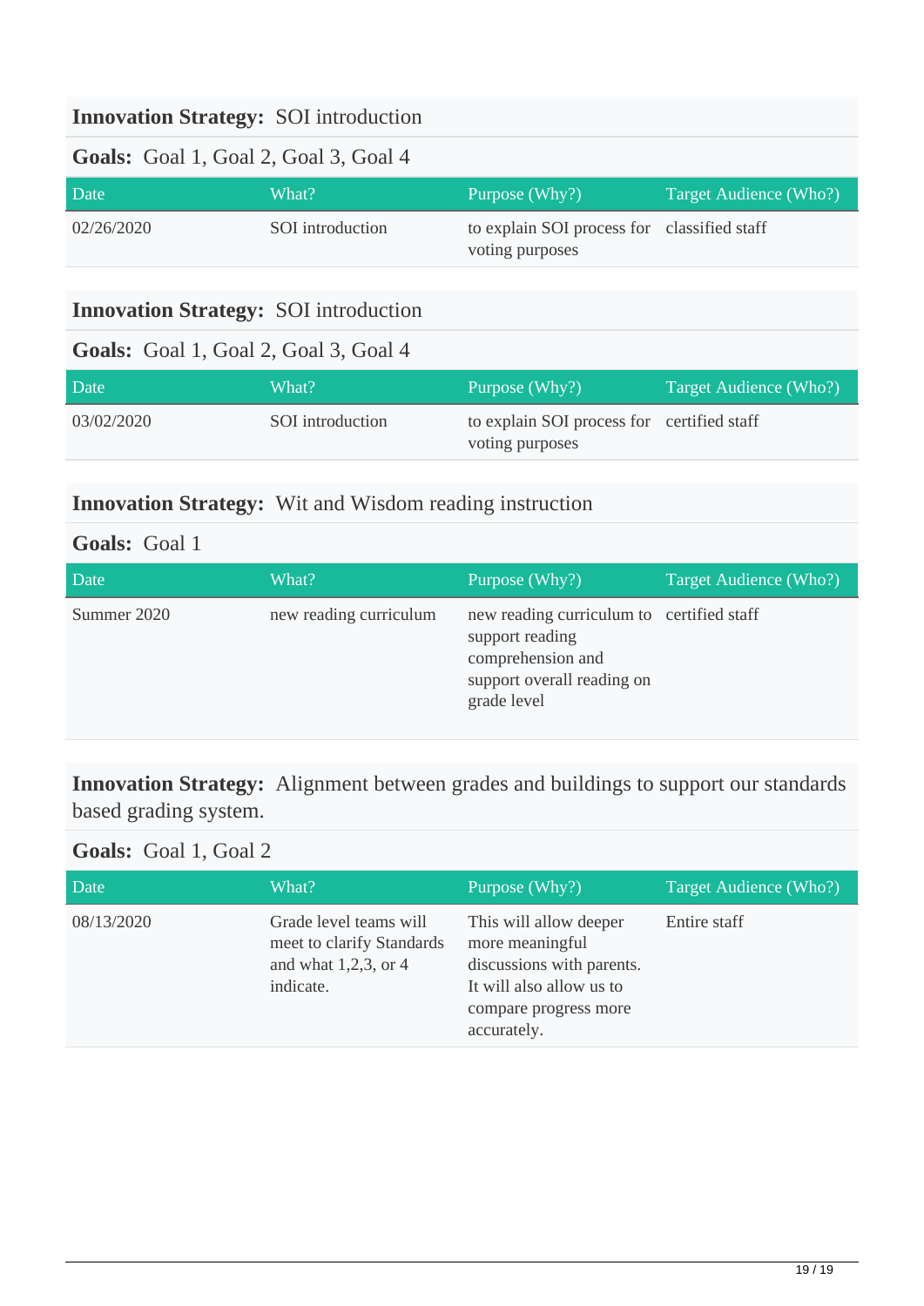**Innovation Strategy:** SOI introduction

**Goals:** Goal 1, Goal 2, Goal 3, Goal 4

| Date | What? | Purpose (Why?) | Target Audience (Who?) |
|---|---|---|---|
| 02/26/2020 | SOI introduction | to explain SOI process for voting purposes | classified staff |

**Innovation Strategy:** SOI introduction

**Goals:** Goal 1, Goal 2, Goal 3, Goal 4

| Date | What? | Purpose (Why?) | Target Audience (Who?) |
|---|---|---|---|
| 03/02/2020 | SOI introduction | to explain SOI process for voting purposes | certified staff |

**Innovation Strategy:** Wit and Wisdom reading instruction

**Goals:** Goal 1

| Date | What? | Purpose (Why?) | Target Audience (Who?) |
|---|---|---|---|
| Summer 2020 | new reading curriculum | new reading curriculum to support reading comprehension and support overall reading on grade level | certified staff |

**Innovation Strategy:** Alignment between grades and buildings to support our standards based grading system.

**Goals:** Goal 1, Goal 2

| Date | What? | Purpose (Why?) | Target Audience (Who?) |
|---|---|---|---|
| 08/13/2020 | Grade level teams will meet to clarify Standards and what 1,2,3, or 4 indicate. | This will allow deeper more meaningful discussions with parents. It will also allow us to compare progress more accurately. | Entire staff |